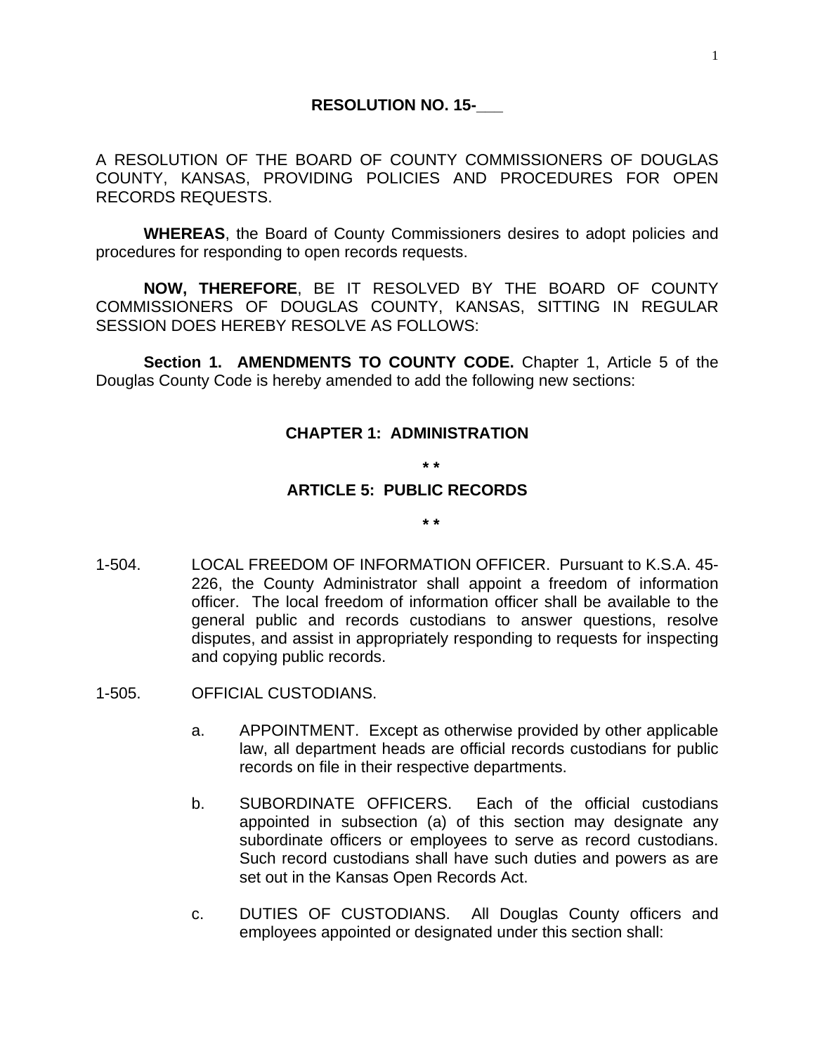**RESOLUTION NO. 15-\_\_\_**

A RESOLUTION OF THE BOARD OF COUNTY COMMISSIONERS OF DOUGLAS COUNTY, KANSAS, PROVIDING POLICIES AND PROCEDURES FOR OPEN RECORDS REQUESTS.

**WHEREAS**, the Board of County Commissioners desires to adopt policies and procedures for responding to open records requests.

**NOW, THEREFORE**, BE IT RESOLVED BY THE BOARD OF COUNTY COMMISSIONERS OF DOUGLAS COUNTY, KANSAS, SITTING IN REGULAR SESSION DOES HEREBY RESOLVE AS FOLLOWS:

**Section 1. AMENDMENTS TO COUNTY CODE.** Chapter 1, Article 5 of the Douglas County Code is hereby amended to add the following new sections:

**CHAPTER 1: ADMINISTRATION**

**\* \***

**ARTICLE 5: PUBLIC RECORDS**

**\* \***

1-504. LOCAL FREEDOM OF INFORMATION OFFICER. Pursuant to K.S.A. 45-226, the County Administrator shall appoint a freedom of information officer. The local freedom of information officer shall be available to the general public and records custodians to answer questions, resolve disputes, and assist in appropriately responding to requests for inspecting and copying public records.

1-505. OFFICIAL CUSTODIANS.

a. APPOINTMENT. Except as otherwise provided by other applicable law, all department heads are official records custodians for public records on file in their respective departments.

b. SUBORDINATE OFFICERS. Each of the official custodians appointed in subsection (a) of this section may designate any subordinate officers or employees to serve as record custodians. Such record custodians shall have such duties and powers as are set out in the Kansas Open Records Act.

c. DUTIES OF CUSTODIANS. All Douglas County officers and employees appointed or designated under this section shall: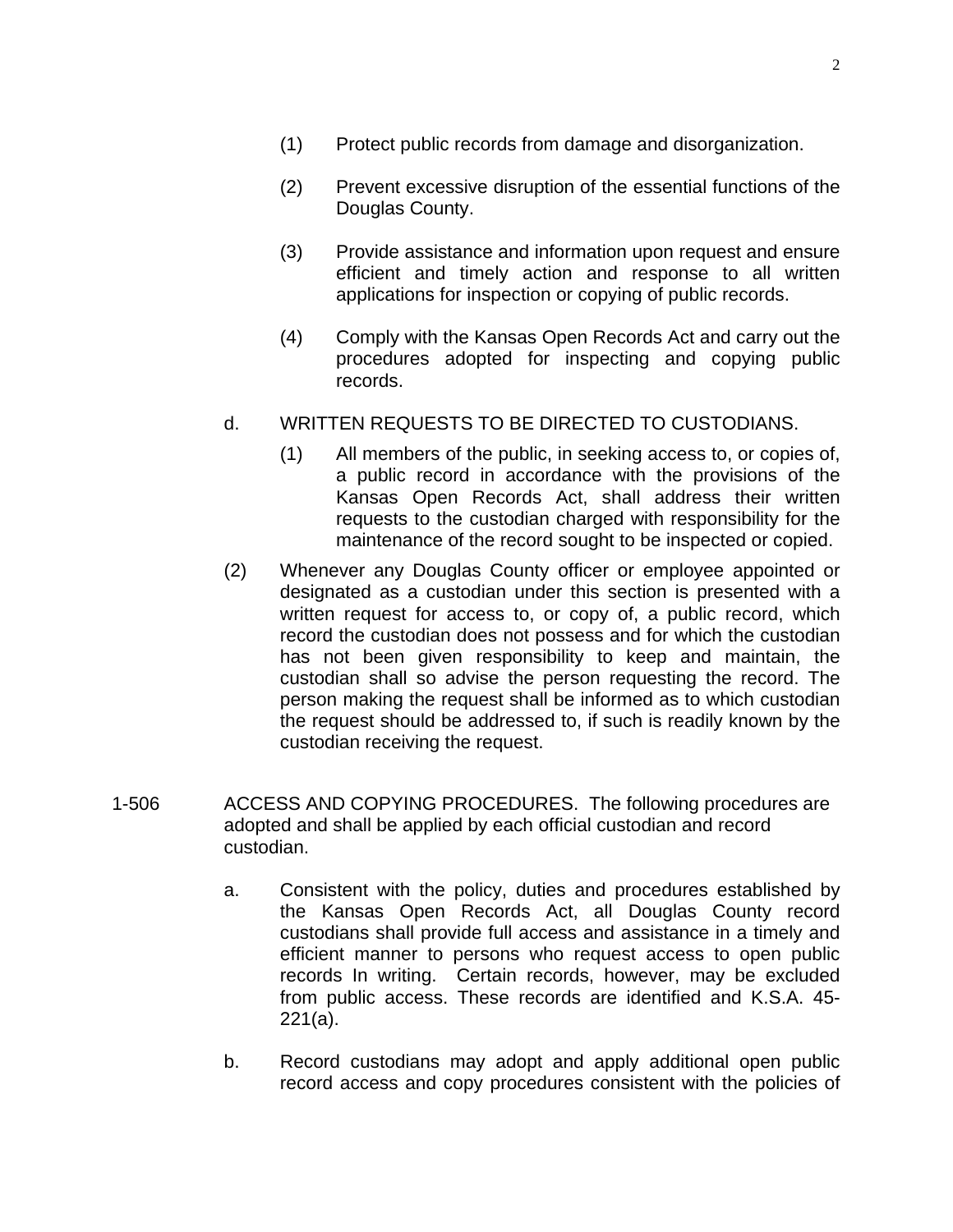(1) Protect public records from damage and disorganization.

(2) Prevent excessive disruption of the essential functions of the Douglas County.

(3) Provide assistance and information upon request and ensure efficient and timely action and response to all written applications for inspection or copying of public records.

(4) Comply with the Kansas Open Records Act and carry out the procedures adopted for inspecting and copying public records.

d. WRITTEN REQUESTS TO BE DIRECTED TO CUSTODIANS.

(1) All members of the public, in seeking access to, or copies of, a public record in accordance with the provisions of the Kansas Open Records Act, shall address their written requests to the custodian charged with responsibility for the maintenance of the record sought to be inspected or copied.

(2) Whenever any Douglas County officer or employee appointed or designated as a custodian under this section is presented with a written request for access to, or copy of, a public record, which record the custodian does not possess and for which the custodian has not been given responsibility to keep and maintain, the custodian shall so advise the person requesting the record. The person making the request shall be informed as to which custodian the request should be addressed to, if such is readily known by the custodian receiving the request.

1-506 ACCESS AND COPYING PROCEDURES. The following procedures are adopted and shall be applied by each official custodian and record custodian.

a. Consistent with the policy, duties and procedures established by the Kansas Open Records Act, all Douglas County record custodians shall provide full access and assistance in a timely and efficient manner to persons who request access to open public records In writing. Certain records, however, may be excluded from public access. These records are identified and K.S.A. 45-221(a).

b. Record custodians may adopt and apply additional open public record access and copy procedures consistent with the policies of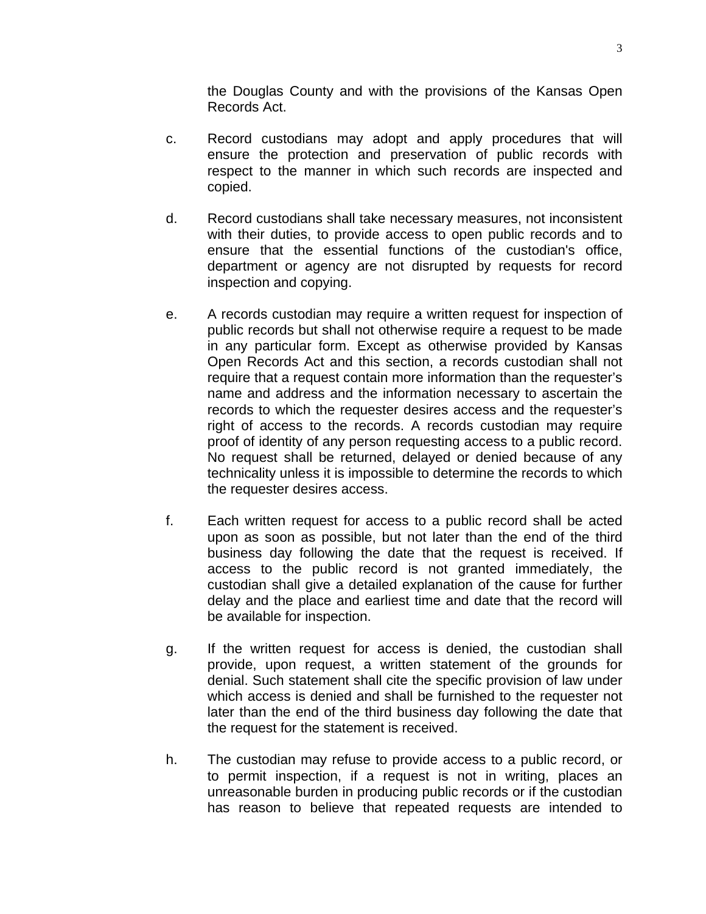the Douglas County and with the provisions of the Kansas Open Records Act.

c. Record custodians may adopt and apply procedures that will ensure the protection and preservation of public records with respect to the manner in which such records are inspected and copied.

d. Record custodians shall take necessary measures, not inconsistent with their duties, to provide access to open public records and to ensure that the essential functions of the custodian's office, department or agency are not disrupted by requests for record inspection and copying.

e. A records custodian may require a written request for inspection of public records but shall not otherwise require a request to be made in any particular form. Except as otherwise provided by Kansas Open Records Act and this section, a records custodian shall not require that a request contain more information than the requester's name and address and the information necessary to ascertain the records to which the requester desires access and the requester's right of access to the records. A records custodian may require proof of identity of any person requesting access to a public record. No request shall be returned, delayed or denied because of any technicality unless it is impossible to determine the records to which the requester desires access.

f. Each written request for access to a public record shall be acted upon as soon as possible, but not later than the end of the third business day following the date that the request is received. If access to the public record is not granted immediately, the custodian shall give a detailed explanation of the cause for further delay and the place and earliest time and date that the record will be available for inspection.

g. If the written request for access is denied, the custodian shall provide, upon request, a written statement of the grounds for denial. Such statement shall cite the specific provision of law under which access is denied and shall be furnished to the requester not later than the end of the third business day following the date that the request for the statement is received.

h. The custodian may refuse to provide access to a public record, or to permit inspection, if a request is not in writing, places an unreasonable burden in producing public records or if the custodian has reason to believe that repeated requests are intended to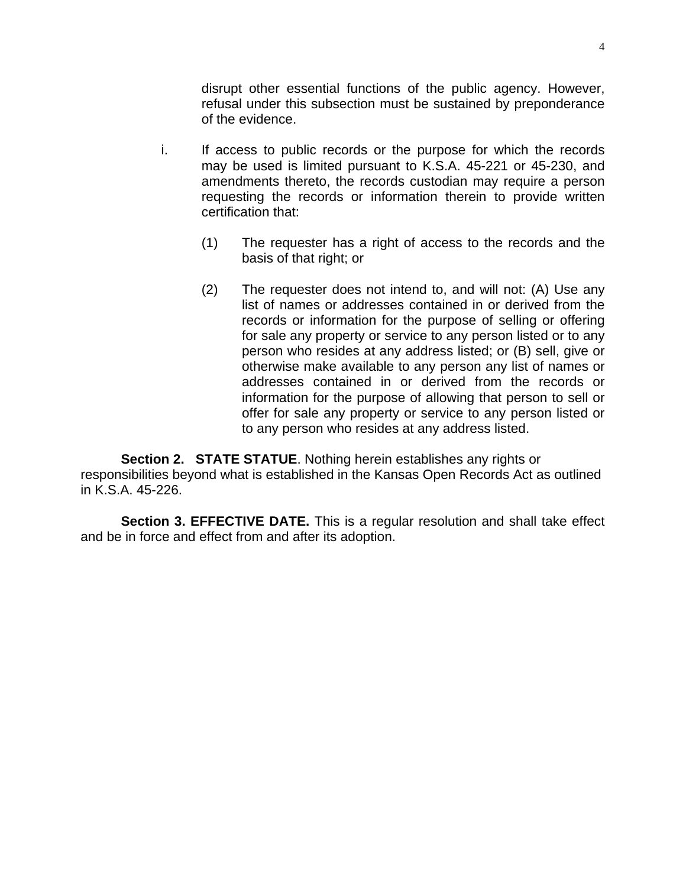disrupt other essential functions of the public agency. However, refusal under this subsection must be sustained by preponderance of the evidence.

i. If access to public records or the purpose for which the records may be used is limited pursuant to K.S.A. 45-221 or 45-230, and amendments thereto, the records custodian may require a person requesting the records or information therein to provide written certification that:

   (1) The requester has a right of access to the records and the basis of that right; or

   (2) The requester does not intend to, and will not: (A) Use any list of names or addresses contained in or derived from the records or information for the purpose of selling or offering for sale any property or service to any person listed or to any person who resides at any address listed; or (B) sell, give or otherwise make available to any person any list of names or addresses contained in or derived from the records or information for the purpose of allowing that person to sell or offer for sale any property or service to any person listed or to any person who resides at any address listed.

**Section 2. STATE STATUE**. Nothing herein establishes any rights or responsibilities beyond what is established in the Kansas Open Records Act as outlined in K.S.A. 45-226.

**Section 3. EFFECTIVE DATE.** This is a regular resolution and shall take effect and be in force and effect from and after its adoption.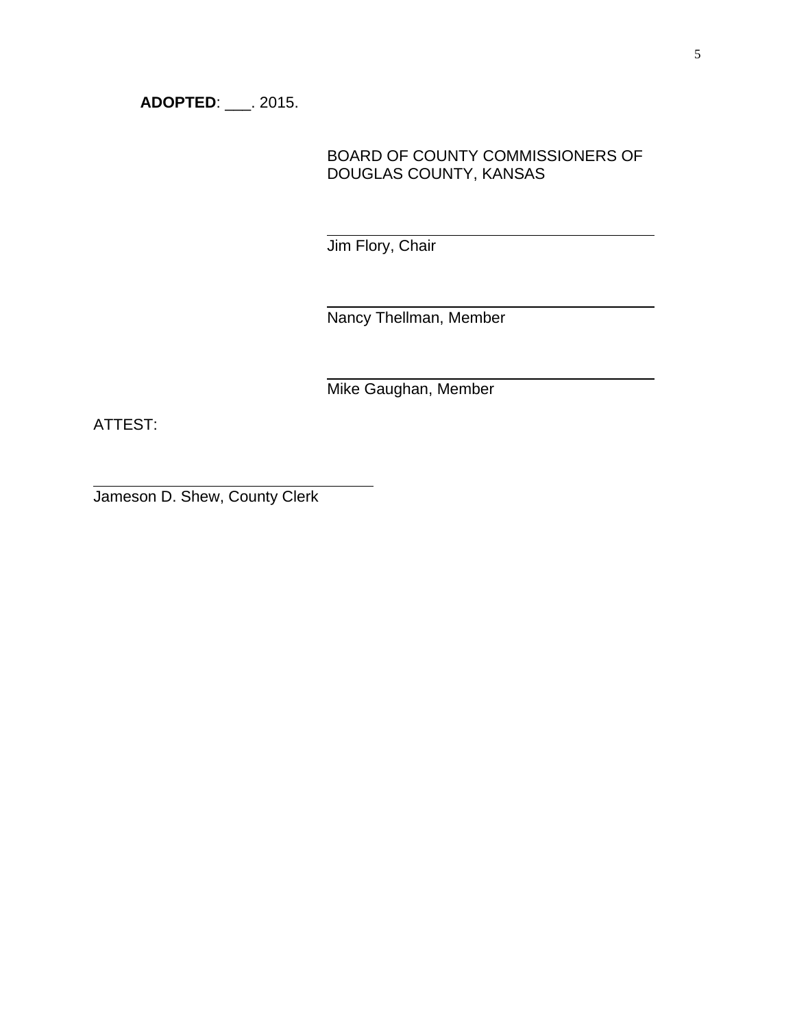**ADOPTED**: \_\_\_. 2015.

BOARD OF COUNTY COMMISSIONERS OF
DOUGLAS COUNTY, KANSAS

\_\_\_\_\_\_\_\_\_\_\_\_\_\_\_\_\_\_\_\_\_\_\_\_\_\_\_\_\_\_\_\_\_\_\_\_\_\_\_\_
Jim Flory, Chair

\_\_\_\_\_\_\_\_\_\_\_\_\_\_\_\_\_\_\_\_\_\_\_\_\_\_\_\_\_\_\_\_\_\_\_\_\_\_\_\_
Nancy Thellman, Member

\_\_\_\_\_\_\_\_\_\_\_\_\_\_\_\_\_\_\_\_\_\_\_\_\_\_\_\_\_\_\_\_\_\_\_\_\_\_\_\_
Mike Gaughan, Member

ATTEST:

\_\_\_\_\_\_\_\_\_\_\_\_\_\_\_\_\_\_\_\_\_\_\_\_\_\_\_\_\_\_\_\_\_\_\_\_
Jameson D. Shew, County Clerk